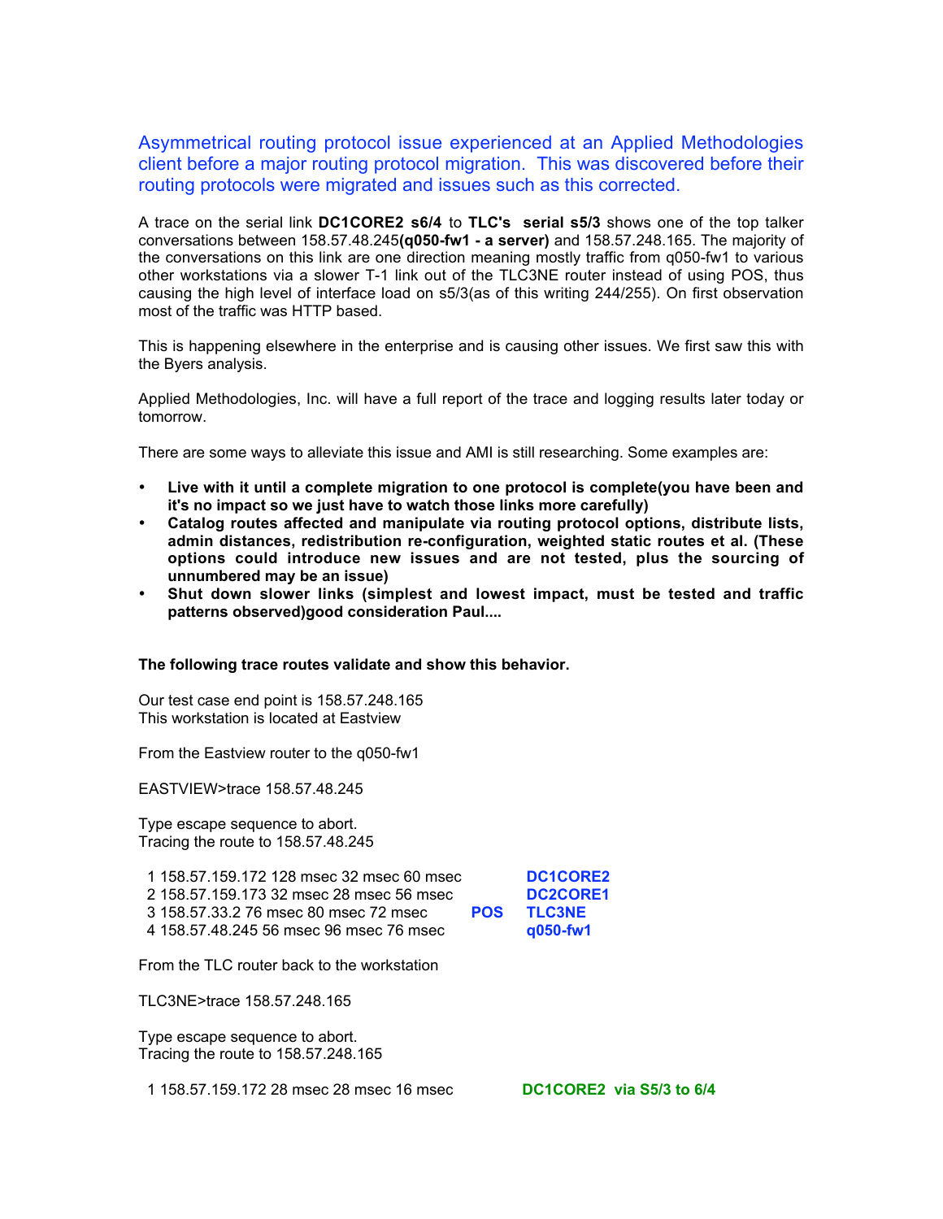Asymmetrical routing protocol issue experienced at an Applied Methodologies client before a major routing protocol migration. This was discovered before their routing protocols were migrated and issues such as this corrected.

A trace on the serial link **DC1CORE2 s6/4** to **TLC's serial s5/3** shows one of the top talker conversations between 158.57.48.245**(q050-fw1 - a server)** and 158.57.248.165. The majority of the conversations on this link are one direction meaning mostly traffic from q050-fw1 to various other workstations via a slower T-1 link out of the TLC3NE router instead of using POS, thus causing the high level of interface load on s5/3(as of this writing 244/255). On first observation most of the traffic was HTTP based.

This is happening elsewhere in the enterprise and is causing other issues. We first saw this with the Byers analysis.

Applied Methodologies, Inc. will have a full report of the trace and logging results later today or tomorrow.

There are some ways to alleviate this issue and AMI is still researching. Some examples are:

- **Live with it until a complete migration to one protocol is complete(you have been and it's no impact so we just have to watch those links more carefully)**
- **Catalog routes affected and manipulate via routing protocol options, distribute lists, admin distances, redistribution re-configuration, weighted static routes et al. (These options could introduce new issues and are not tested, plus the sourcing of unnumbered may be an issue)**
- **Shut down slower links (simplest and lowest impact, must be tested and traffic patterns observed)good consideration Paul....**

**The following trace routes validate and show this behavior.**

Our test case end point is 158.57.248.165
This workstation is located at Eastview

From the Eastview router to the q050-fw1

EASTVIEW>trace 158.57.48.245

Type escape sequence to abort.
Tracing the route to 158.57.48.245

```
 1 158.57.159.172 128 msec 32 msec 60 msec          DC1CORE2
 2 158.57.159.173 32 msec 28 msec 56 msec           DC2CORE1
 3 158.57.33.2 76 msec 80 msec 72 msec       POS    TLC3NE
 4 158.57.48.245 56 msec 96 msec 76 msec            q050-fw1
```

From the TLC router back to the workstation

TLC3NE>trace 158.57.248.165

Type escape sequence to abort.
Tracing the route to 158.57.248.165

```
 1 158.57.159.172 28 msec 28 msec 16 msec          DC1CORE2  via S5/3 to 6/4
```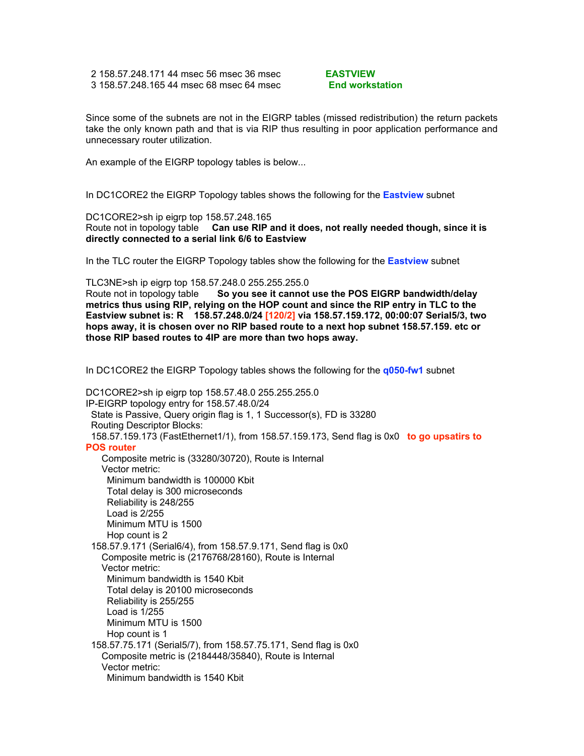```
 2 158.57.248.171 44 msec 56 msec 36 msec            EASTVIEW
 3 158.57.248.165 44 msec 68 msec 64 msec            End workstation
```

Since some of the subnets are not in the EIGRP tables (missed redistribution) the return packets take the only known path and that is via RIP thus resulting in poor application performance and unnecessary router utilization.

An example of the EIGRP topology tables is below...

In DC1CORE2 the EIGRP Topology tables shows the following for the **Eastview** subnet

```
DC1CORE2>sh ip eigrp top 158.57.248.165
Route not in topology table
```

**Can use RIP and it does, not really needed though, since it is directly connected to a serial link 6/6 to Eastview**

In the TLC router the EIGRP Topology tables show the following for the **Eastview** subnet

```
TLC3NE>sh ip eigrp top 158.57.248.0 255.255.255.0
Route not in topology table
```

**So you see it cannot use the POS EIGRP bandwidth/delay metrics thus using RIP, relying on the HOP count and since the RIP entry in TLC to the Eastview subnet is: R 158.57.248.0/24 [120/2] via 158.57.159.172, 00:00:07 Serial5/3, two hops away, it is chosen over no RIP based route to a next hop subnet 158.57.159. etc or those RIP based routes to 4IP are more than two hops away.**

In DC1CORE2 the EIGRP Topology tables shows the following for the **q050-fw1** subnet

```
DC1CORE2>sh ip eigrp top 158.57.48.0 255.255.255.0
IP-EIGRP topology entry for 158.57.48.0/24
 State is Passive, Query origin flag is 1, 1 Successor(s), FD is 33280
 Routing Descriptor Blocks:
 158.57.159.173 (FastEthernet1/1), from 158.57.159.173, Send flag is 0x0
```

**to go upsatirs to POS router**

```
   Composite metric is (33280/30720), Route is Internal
   Vector metric:
     Minimum bandwidth is 100000 Kbit
     Total delay is 300 microseconds
     Reliability is 248/255
     Load is 2/255
     Minimum MTU is 1500
     Hop count is 2
 158.57.9.171 (Serial6/4), from 158.57.9.171, Send flag is 0x0
   Composite metric is (2176768/28160), Route is Internal
   Vector metric:
     Minimum bandwidth is 1540 Kbit
     Total delay is 20100 microseconds
     Reliability is 255/255
     Load is 1/255
     Minimum MTU is 1500
     Hop count is 1
 158.57.75.171 (Serial5/7), from 158.57.75.171, Send flag is 0x0
   Composite metric is (2184448/35840), Route is Internal
   Vector metric:
     Minimum bandwidth is 1540 Kbit
```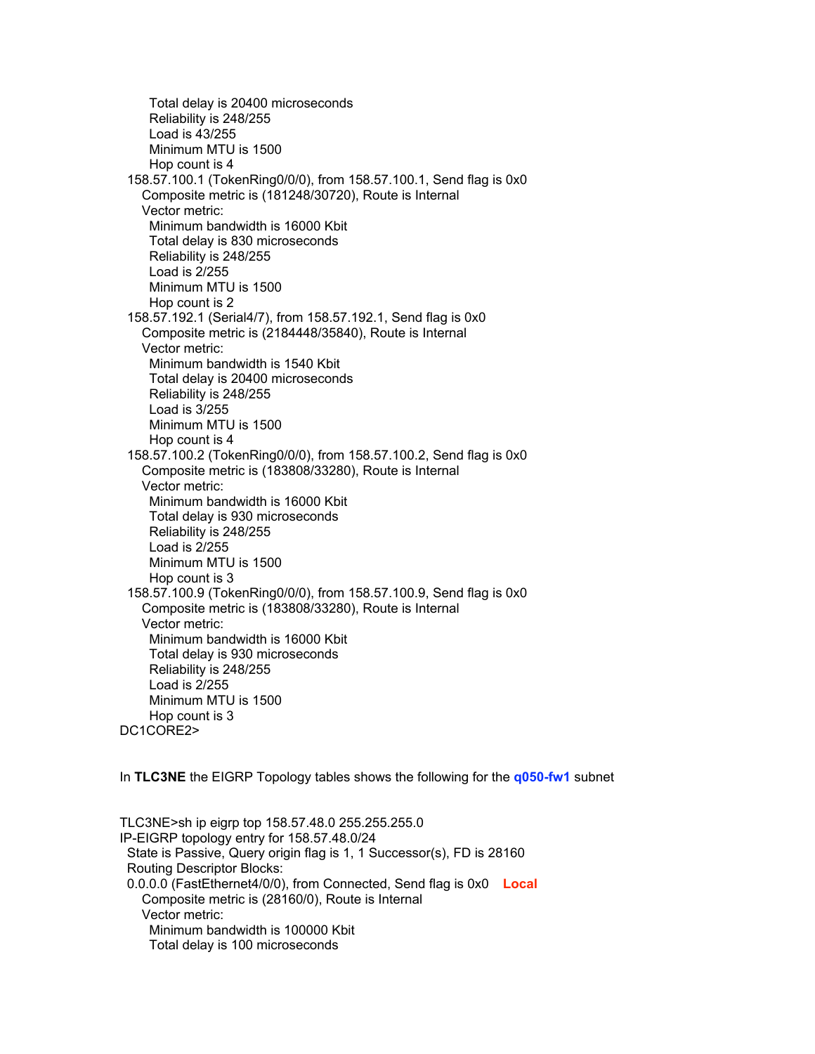```
      Total delay is 20400 microseconds
      Reliability is 248/255
      Load is 43/255
      Minimum MTU is 1500
      Hop count is 4
  158.57.100.1 (TokenRing0/0/0), from 158.57.100.1, Send flag is 0x0
    Composite metric is (181248/30720), Route is Internal
    Vector metric:
      Minimum bandwidth is 16000 Kbit
      Total delay is 830 microseconds
      Reliability is 248/255
      Load is 2/255
      Minimum MTU is 1500
      Hop count is 2
  158.57.192.1 (Serial4/7), from 158.57.192.1, Send flag is 0x0
    Composite metric is (2184448/35840), Route is Internal
    Vector metric:
      Minimum bandwidth is 1540 Kbit
      Total delay is 20400 microseconds
      Reliability is 248/255
      Load is 3/255
      Minimum MTU is 1500
      Hop count is 4
  158.57.100.2 (TokenRing0/0/0), from 158.57.100.2, Send flag is 0x0
    Composite metric is (183808/33280), Route is Internal
    Vector metric:
      Minimum bandwidth is 16000 Kbit
      Total delay is 930 microseconds
      Reliability is 248/255
      Load is 2/255
      Minimum MTU is 1500
      Hop count is 3
  158.57.100.9 (TokenRing0/0/0), from 158.57.100.9, Send flag is 0x0
    Composite metric is (183808/33280), Route is Internal
    Vector metric:
      Minimum bandwidth is 16000 Kbit
      Total delay is 930 microseconds
      Reliability is 248/255
      Load is 2/255
      Minimum MTU is 1500
      Hop count is 3
DC1CORE2>
```

In **TLC3NE** the EIGRP Topology tables shows the following for the **q050-fw1** subnet

```
TLC3NE>sh ip eigrp top 158.57.48.0 255.255.255.0
IP-EIGRP topology entry for 158.57.48.0/24
  State is Passive, Query origin flag is 1, 1 Successor(s), FD is 28160
  Routing Descriptor Blocks:
  0.0.0.0 (FastEthernet4/0/0), from Connected, Send flag is 0x0    Local
    Composite metric is (28160/0), Route is Internal
    Vector metric:
      Minimum bandwidth is 100000 Kbit
      Total delay is 100 microseconds
```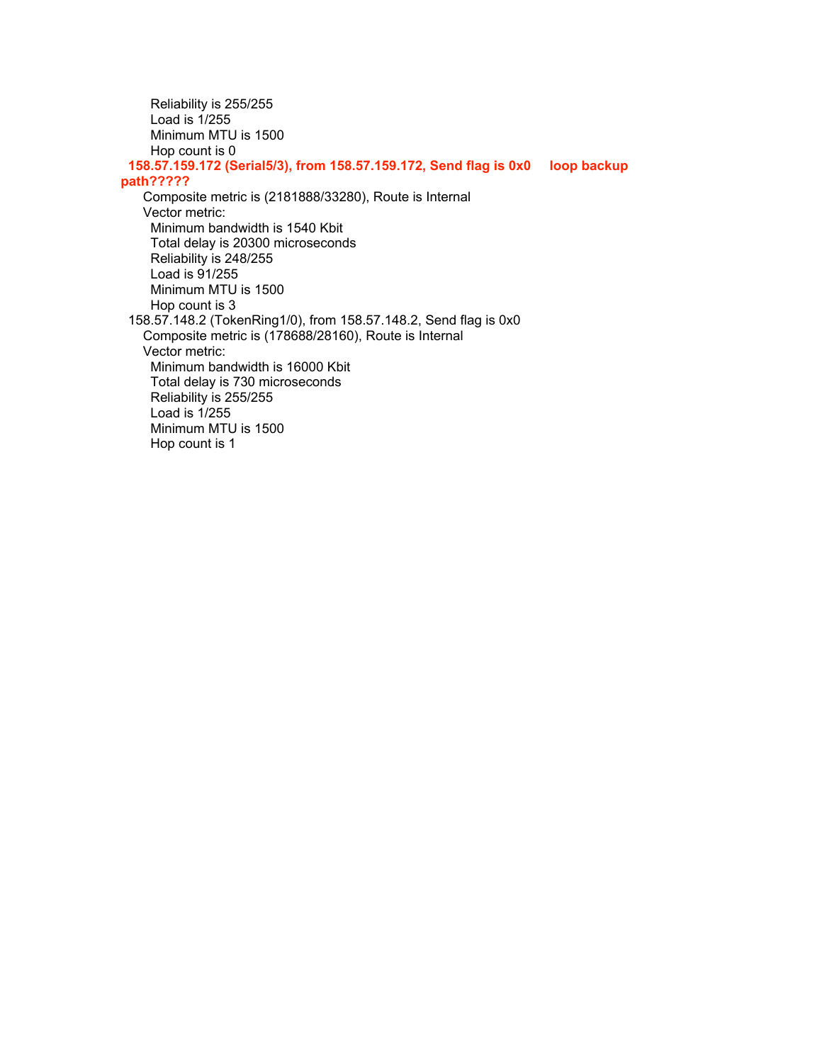```
      Reliability is 255/255
      Load is 1/255
      Minimum MTU is 1500
      Hop count is 0
  158.57.159.172 (Serial5/3), from 158.57.159.172, Send flag is 0x0     loop backup
path?????
    Composite metric is (2181888/33280), Route is Internal
    Vector metric:
      Minimum bandwidth is 1540 Kbit
      Total delay is 20300 microseconds
      Reliability is 248/255
      Load is 91/255
      Minimum MTU is 1500
      Hop count is 3
  158.57.148.2 (TokenRing1/0), from 158.57.148.2, Send flag is 0x0
    Composite metric is (178688/28160), Route is Internal
    Vector metric:
      Minimum bandwidth is 16000 Kbit
      Total delay is 730 microseconds
      Reliability is 255/255
      Load is 1/255
      Minimum MTU is 1500
      Hop count is 1
```